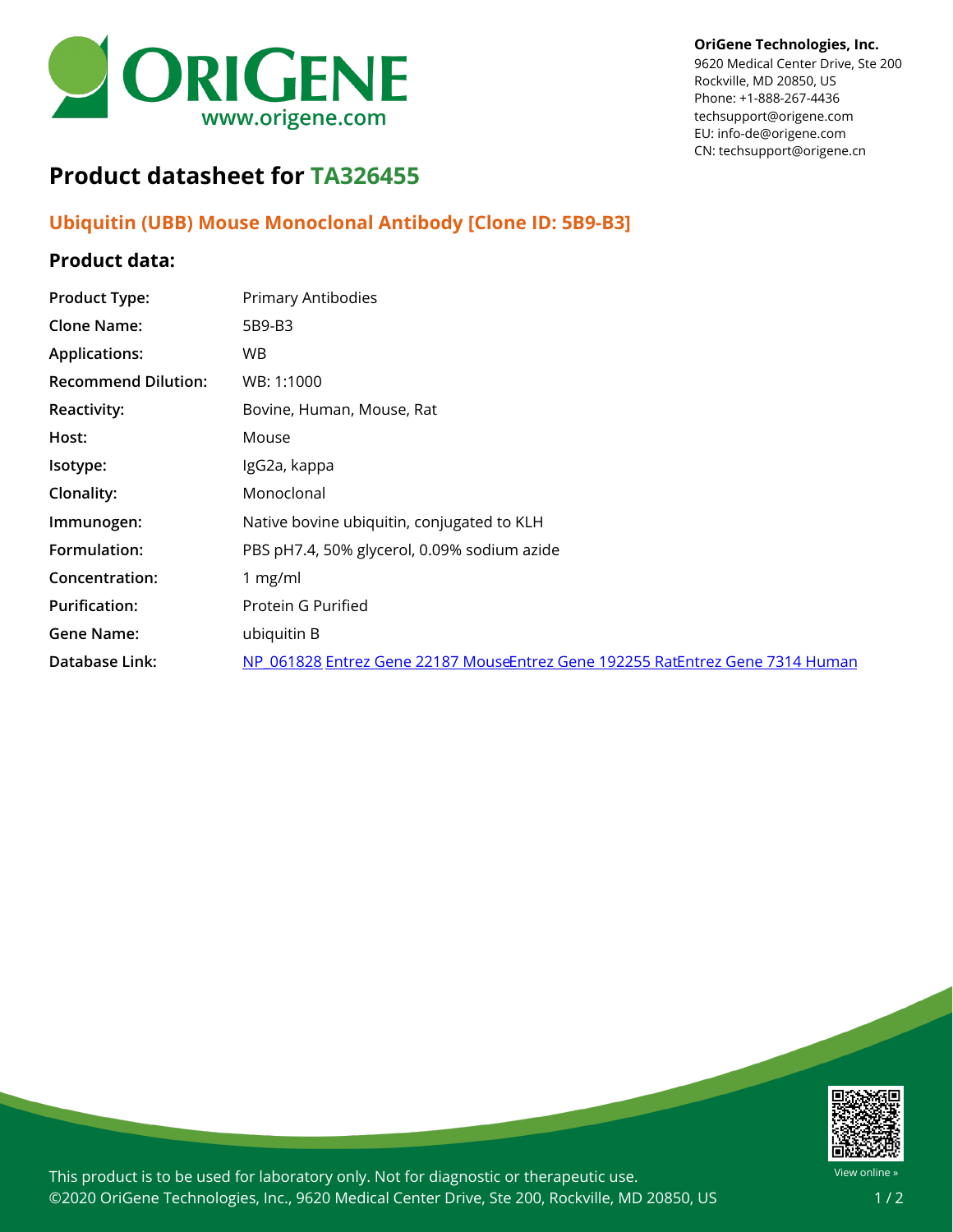OriGene Technologies, Inc.
9620 Medical Center Drive, Ste 200
Rockville, MD 20850, US
Phone: +1-888-267-4436
techsupport@origene.com
EU: info-de@origene.com
CN: techsupport@origene.cn

# Product datasheet for TA326455

## Ubiquitin (UBB) Mouse Monoclonal Antibody [Clone ID: 5B9-B3]

### Product data:

| | |
|---|---|
| **Product Type:** | Primary Antibodies |
| **Clone Name:** | 5B9-B3 |
| **Applications:** | WB |
| **Recommend Dilution:** | WB: 1:1000 |
| **Reactivity:** | Bovine, Human, Mouse, Rat |
| **Host:** | Mouse |
| **Isotype:** | IgG2a, kappa |
| **Clonality:** | Monoclonal |
| **Immunogen:** | Native bovine ubiquitin, conjugated to KLH |
| **Formulation:** | PBS pH7.4, 50% glycerol, 0.09% sodium azide |
| **Concentration:** | 1 mg/ml |
| **Purification:** | Protein G Purified |
| **Gene Name:** | ubiquitin B |
| **Database Link:** | NP_061828 Entrez Gene 22187 MouseEntrez Gene 192255 RatEntrez Gene 7314 Human |

This product is to be used for laboratory only. Not for diagnostic or therapeutic use.
©2020 OriGene Technologies, Inc., 9620 Medical Center Drive, Ste 200, Rockville, MD 20850, US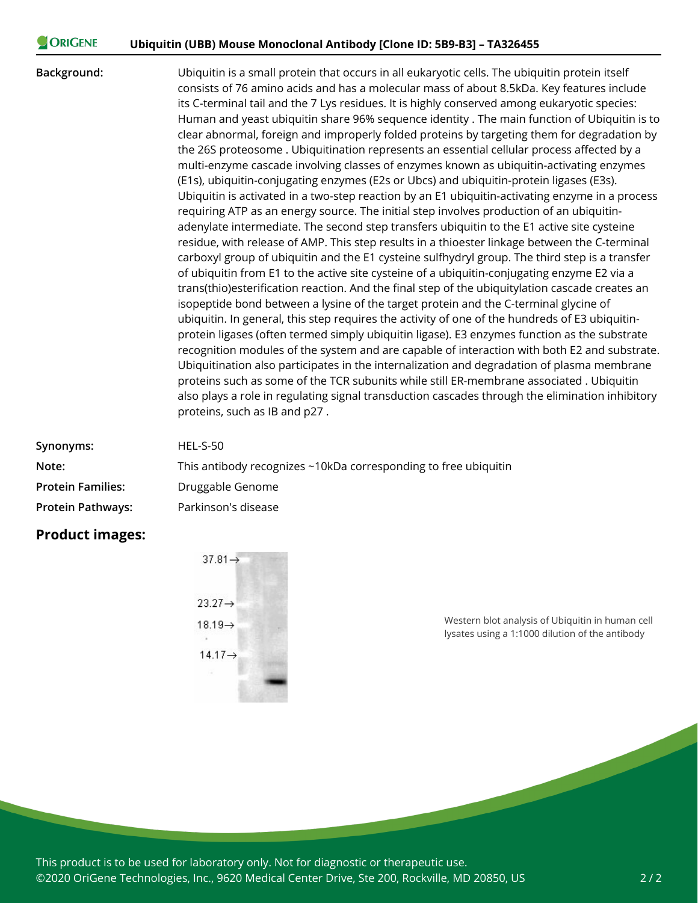**Background:** Ubiquitin is a small protein that occurs in all eukaryotic cells. The ubiquitin protein itself consists of 76 amino acids and has a molecular mass of about 8.5kDa. Key features include its C-terminal tail and the 7 Lys residues. It is highly conserved among eukaryotic species: Human and yeast ubiquitin share 96% sequence identity . The main function of Ubiquitin is to clear abnormal, foreign and improperly folded proteins by targeting them for degradation by the 26S proteosome . Ubiquitination represents an essential cellular process affected by a multi-enzyme cascade involving classes of enzymes known as ubiquitin-activating enzymes (E1s), ubiquitin-conjugating enzymes (E2s or Ubcs) and ubiquitin-protein ligases (E3s). Ubiquitin is activated in a two-step reaction by an E1 ubiquitin-activating enzyme in a process requiring ATP as an energy source. The initial step involves production of an ubiquitin-adenylate intermediate. The second step transfers ubiquitin to the E1 active site cysteine residue, with release of AMP. This step results in a thioester linkage between the C-terminal carboxyl group of ubiquitin and the E1 cysteine sulfhydryl group. The third step is a transfer of ubiquitin from E1 to the active site cysteine of a ubiquitin-conjugating enzyme E2 via a trans(thio)esterification reaction. And the final step of the ubiquitylation cascade creates an isopeptide bond between a lysine of the target protein and the C-terminal glycine of ubiquitin. In general, this step requires the activity of one of the hundreds of E3 ubiquitin-protein ligases (often termed simply ubiquitin ligase). E3 enzymes function as the substrate recognition modules of the system and are capable of interaction with both E2 and substrate. Ubiquitination also participates in the internalization and degradation of plasma membrane proteins such as some of the TCR subunits while still ER-membrane associated . Ubiquitin also plays a role in regulating signal transduction cascades through the elimination inhibitory proteins, such as IB and p27 .

**Synonyms:** HEL-S-50

**Note:** This antibody recognizes ~10kDa corresponding to free ubiquitin

**Protein Families:** Druggable Genome

**Protein Pathways:** Parkinson's disease

## Product images:

37.81→
23.27→
18.19→
14.17→

Western blot analysis of Ubiquitin in human cell lysates using a 1:1000 dilution of the antibody

This product is to be used for laboratory only. Not for diagnostic or therapeutic use.
©2020 OriGene Technologies, Inc., 9620 Medical Center Drive, Ste 200, Rockville, MD 20850, US